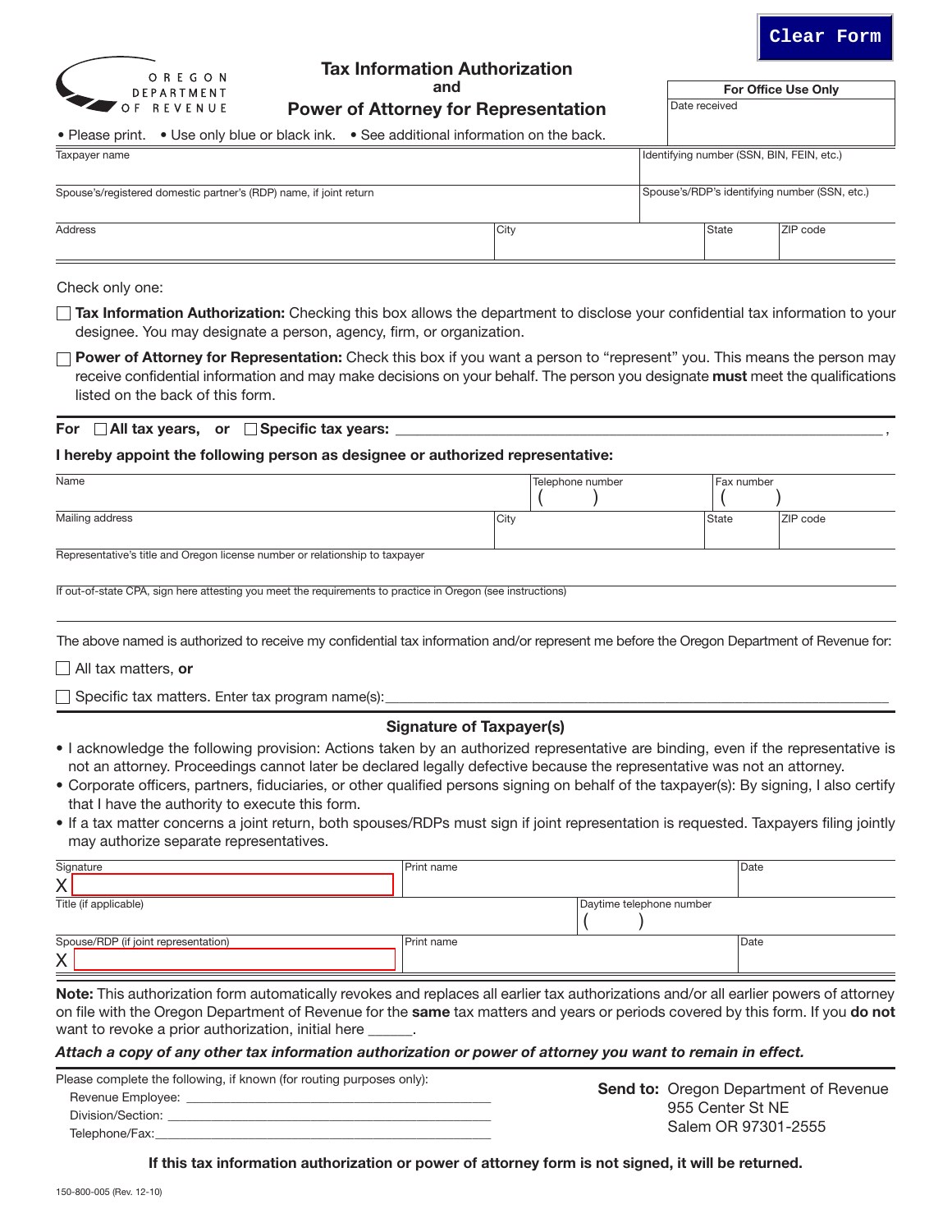Clear Form

OREGON DEPARTMENT OF REVENUE

# Tax Information Authorization and Power of Attorney for Representation

| For Office Use Only |
|---|
| Date received |

• Please print. • Use only blue or black ink. • See additional information on the back.

| Taxpayer name | Identifying number (SSN, BIN, FEIN, etc.) |
|---|---|
| Spouse's/registered domestic partner's (RDP) name, if joint return | Spouse's/RDP's identifying number (SSN, etc.) |

| Address | City | State | ZIP code |
|---|---|---|---|
| | | | |

Check only one:

☐ **Tax Information Authorization:** Checking this box allows the department to disclose your confidential tax information to your designee. You may designate a person, agency, firm, or organization.

☐ **Power of Attorney for Representation:** Check this box if you want a person to "represent" you. This means the person may receive confidential information and may make decisions on your behalf. The person you designate **must** meet the qualifications listed on the back of this form.

**For** ☐ **All tax years, or** ☐ **Specific tax years:** ______________________________,

**I hereby appoint the following person as designee or authorized representative:**

| Name | Telephone number | Fax number | |
|---|---|---|---|
| | ( ) | ( ) | |
| Mailing address | City | State | ZIP code |

Representative's title and Oregon license number or relationship to taxpayer

If out-of-state CPA, sign here attesting you meet the requirements to practice in Oregon (see instructions)

The above named is authorized to receive my confidential tax information and/or represent me before the Oregon Department of Revenue for:

☐ All tax matters, **or**

☐ Specific tax matters. Enter tax program name(s):______________________________

## Signature of Taxpayer(s)

- I acknowledge the following provision: Actions taken by an authorized representative are binding, even if the representative is not an attorney. Proceedings cannot later be declared legally defective because the representative was not an attorney.
- Corporate officers, partners, fiduciaries, or other qualified persons signing on behalf of the taxpayer(s): By signing, I also certify that I have the authority to execute this form.
- If a tax matter concerns a joint return, both spouses/RDPs must sign if joint representation is requested. Taxpayers filing jointly may authorize separate representatives.

| Signature | Print name | | Date |
|---|---|---|---|
| X | | | |
| Title (if applicable) | | Daytime telephone number | |
| | | ( ) | |
| Spouse/RDP (if joint representation) | Print name | | Date |
| X | | | |

**Note:** This authorization form automatically revokes and replaces all earlier tax authorizations and/or all earlier powers of attorney on file with the Oregon Department of Revenue for the **same** tax matters and years or periods covered by this form. If you **do not** want to revoke a prior authorization, initial here ______.

***Attach a copy of any other tax information authorization or power of attorney you want to remain in effect.***

Please complete the following, if known (for routing purposes only):

Revenue Employee: ______________________________

Division/Section: ______________________________

Telephone/Fax: ______________________________

**Send to:** Oregon Department of Revenue
955 Center St NE
Salem OR 97301-2555

**If this tax information authorization or power of attorney form is not signed, it will be returned.**

150-800-005 (Rev. 12-10)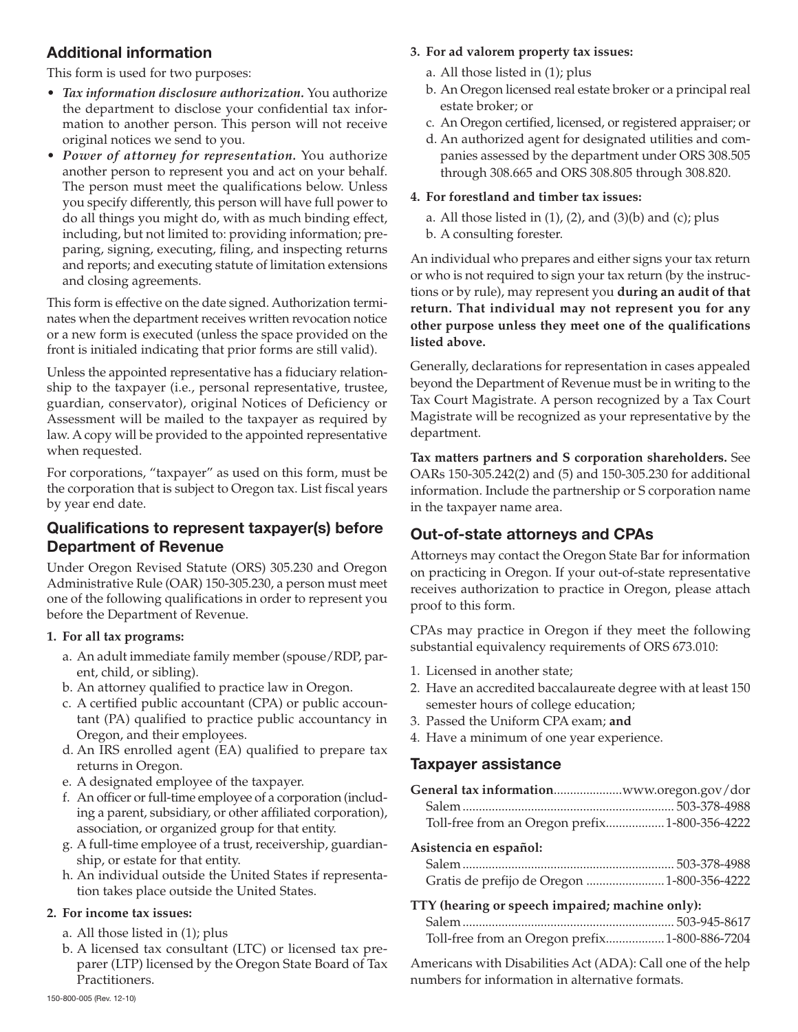## Additional information

This form is used for two purposes:

- ***Tax information disclosure authorization.*** You authorize the department to disclose your confidential tax information to another person. This person will not receive original notices we send to you.
- ***Power of attorney for representation.*** You authorize another person to represent you and act on your behalf. The person must meet the qualifications below. Unless you specify differently, this person will have full power to do all things you might do, with as much binding effect, including, but not limited to: providing information; preparing, signing, executing, filing, and inspecting returns and reports; and executing statute of limitation extensions and closing agreements.

This form is effective on the date signed. Authorization terminates when the department receives written revocation notice or a new form is executed (unless the space provided on the front is initialed indicating that prior forms are still valid).

Unless the appointed representative has a fiduciary relationship to the taxpayer (i.e., personal representative, trustee, guardian, conservator), original Notices of Deficiency or Assessment will be mailed to the taxpayer as required by law. A copy will be provided to the appointed representative when requested.

For corporations, "taxpayer" as used on this form, must be the corporation that is subject to Oregon tax. List fiscal years by year end date.

## Qualifications to represent taxpayer(s) before Department of Revenue

Under Oregon Revised Statute (ORS) 305.230 and Oregon Administrative Rule (OAR) 150-305.230, a person must meet one of the following qualifications in order to represent you before the Department of Revenue.

**1. For all tax programs:**

a. An adult immediate family member (spouse/RDP, parent, child, or sibling).
b. An attorney qualified to practice law in Oregon.
c. A certified public accountant (CPA) or public accountant (PA) qualified to practice public accountancy in Oregon, and their employees.
d. An IRS enrolled agent (EA) qualified to prepare tax returns in Oregon.
e. A designated employee of the taxpayer.
f. An officer or full-time employee of a corporation (including a parent, subsidiary, or other affiliated corporation), association, or organized group for that entity.
g. A full-time employee of a trust, receivership, guardianship, or estate for that entity.
h. An individual outside the United States if representation takes place outside the United States.

**2. For income tax issues:**

a. All those listed in (1); plus
b. A licensed tax consultant (LTC) or licensed tax preparer (LTP) licensed by the Oregon State Board of Tax Practitioners.

**3. For ad valorem property tax issues:**

a. All those listed in (1); plus
b. An Oregon licensed real estate broker or a principal real estate broker; or
c. An Oregon certified, licensed, or registered appraiser; or
d. An authorized agent for designated utilities and companies assessed by the department under ORS 308.505 through 308.665 and ORS 308.805 through 308.820.

**4. For forestland and timber tax issues:**

a. All those listed in (1), (2), and (3)(b) and (c); plus
b. A consulting forester.

An individual who prepares and either signs your tax return or who is not required to sign your tax return (by the instructions or by rule), may represent you **during an audit of that return. That individual may not represent you for any other purpose unless they meet one of the qualifications listed above.**

Generally, declarations for representation in cases appealed beyond the Department of Revenue must be in writing to the Tax Court Magistrate. A person recognized by a Tax Court Magistrate will be recognized as your representative by the department.

**Tax matters partners and S corporation shareholders.** See OARs 150-305.242(2) and (5) and 150-305.230 for additional information. Include the partnership or S corporation name in the taxpayer name area.

## Out-of-state attorneys and CPAs

Attorneys may contact the Oregon State Bar for information on practicing in Oregon. If your out-of-state representative receives authorization to practice in Oregon, please attach proof to this form.

CPAs may practice in Oregon if they meet the following substantial equivalency requirements of ORS 673.010:

1. Licensed in another state;
2. Have an accredited baccalaureate degree with at least 150 semester hours of college education;
3. Passed the Uniform CPA exam; **and**
4. Have a minimum of one year experience.

## Taxpayer assistance

**General tax information**.....................www.oregon.gov/dor
Salem.................................................................503-378-4988
Toll-free from an Oregon prefix..................1-800-356-4222

**Asistencia en español:**
Salem.................................................................503-378-4988
Gratis de prefijo de Oregon ........................1-800-356-4222

**TTY (hearing or speech impaired; machine only):**
Salem.................................................................503-945-8617
Toll-free from an Oregon prefix..................1-800-886-7204

Americans with Disabilities Act (ADA): Call one of the help numbers for information in alternative formats.

150-800-005 (Rev. 12-10)